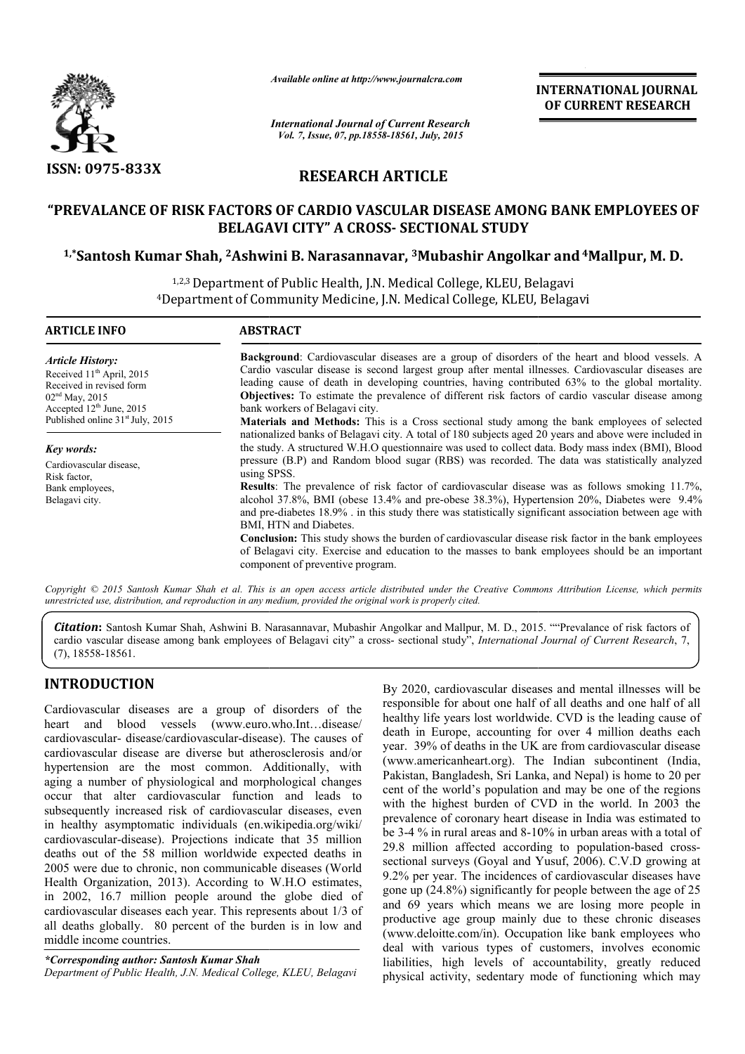*Available online at http://www.journalcra.com*

*International Journal of Current Research*
*Vol. 7, Issue, 07, pp.18558-18561, July, 2015*

**INTERNATIONAL JOURNAL OF CURRENT RESEARCH**

ISSN: 0975-833X

## RESEARCH ARTICLE

# "PREVALANCE OF RISK FACTORS OF CARDIO VASCULAR DISEASE AMONG BANK EMPLOYEES OF BELAGAVI CITY" A CROSS- SECTIONAL STUDY

**[1,*]Santosh Kumar Shah, [2]Ashwini B. Narasannavar, [3]Mubashir Angolkar and [4]Mallpur, M. D.**

[1,2,3] Department of Public Health, J.N. Medical College, KLEU, Belagavi
[4]Department of Community Medicine, J.N. Medical College, KLEU, Belagavi

**ARTICLE INFO**

*Article History:*
Received 11th April, 2015
Received in revised form
02nd May, 2015
Accepted 12th June, 2015
Published online 31st July, 2015

*Key words:*
Cardiovascular disease,
Risk factor,
Bank employees,
Belagavi city.

**ABSTRACT**

**Background**: Cardiovascular diseases are a group of disorders of the heart and blood vessels. A Cardio vascular disease is second largest group after mental illnesses. Cardiovascular diseases are leading cause of death in developing countries, having contributed 63% to the global mortality.
**Objectives:** To estimate the prevalence of different risk factors of cardio vascular disease among bank workers of Belagavi city.
**Materials and Methods:** This is a Cross sectional study among the bank employees of selected nationalized banks of Belagavi city. A total of 180 subjects aged 20 years and above were included in the study. A structured W.H.O questionnaire was used to collect data. Body mass index (BMI), Blood pressure (B.P) and Random blood sugar (RBS) was recorded. The data was statistically analyzed using SPSS.
**Results**: The prevalence of risk factor of cardiovascular disease was as follows smoking 11.7%, alcohol 37.8%, BMI (obese 13.4% and pre-obese 38.3%), Hypertension 20%, Diabetes were 9.4% and pre-diabetes 18.9% . in this study there was statistically significant association between age with BMI, HTN and Diabetes.
**Conclusion:** This study shows the burden of cardiovascular disease risk factor in the bank employees of Belagavi city. Exercise and education to the masses to bank employees should be an important component of preventive program.

*Copyright © 2015 Santosh Kumar Shah et al. This is an open access article distributed under the Creative Commons Attribution License, which permits unrestricted use, distribution, and reproduction in any medium, provided the original work is properly cited.*

***Citation*:** Santosh Kumar Shah, Ashwini B. Narasannavar, Mubashir Angolkar and Mallpur, M. D., 2015. ""Prevalance of risk factors of cardio vascular disease among bank employees of Belagavi city" a cross- sectional study", *International Journal of Current Research*, 7, (7), 18558-18561.

## INTRODUCTION

Cardiovascular diseases are a group of disorders of the heart and blood vessels (www.euro.who.Int…disease/ cardiovascular- disease/cardiovascular-disease). The causes of cardiovascular disease are diverse but atherosclerosis and/or hypertension are the most common. Additionally, with aging a number of physiological and morphological changes occur that alter cardiovascular function and leads to subsequently increased risk of cardiovascular diseases, even in healthy asymptomatic individuals (en.wikipedia.org/wiki/ cardiovascular-disease). Projections indicate that 35 million deaths out of the 58 million worldwide expected deaths in 2005 were due to chronic, non communicable diseases (World Health Organization, 2013). According to W.H.O estimates, in 2002, 16.7 million people around the globe died of cardiovascular diseases each year. This represents about 1/3 of all deaths globally. 80 percent of the burden is in low and middle income countries.

By 2020, cardiovascular diseases and mental illnesses will be responsible for about one half of all deaths and one half of all healthy life years lost worldwide. CVD is the leading cause of death in Europe, accounting for over 4 million deaths each year. 39% of deaths in the UK are from cardiovascular disease (www.americanheart.org). The Indian subcontinent (India, Pakistan, Bangladesh, Sri Lanka, and Nepal) is home to 20 per cent of the world's population and may be one of the regions with the highest burden of CVD in the world. In 2003 the prevalence of coronary heart disease in India was estimated to be 3-4 % in rural areas and 8-10% in urban areas with a total of 29.8 million affected according to population-based cross-sectional surveys (Goyal and Yusuf, 2006). C.V.D growing at 9.2% per year. The incidences of cardiovascular diseases have gone up (24.8%) significantly for people between the age of 25 and 69 years which means we are losing more people in productive age group mainly due to these chronic diseases (www.deloitte.com/in). Occupation like bank employees who deal with various types of customers, involves economic liabilities, high levels of accountability, greatly reduced physical activity, sedentary mode of functioning which may

*\*Corresponding author: Santosh Kumar Shah*
*Department of Public Health, J.N. Medical College, KLEU, Belagavi*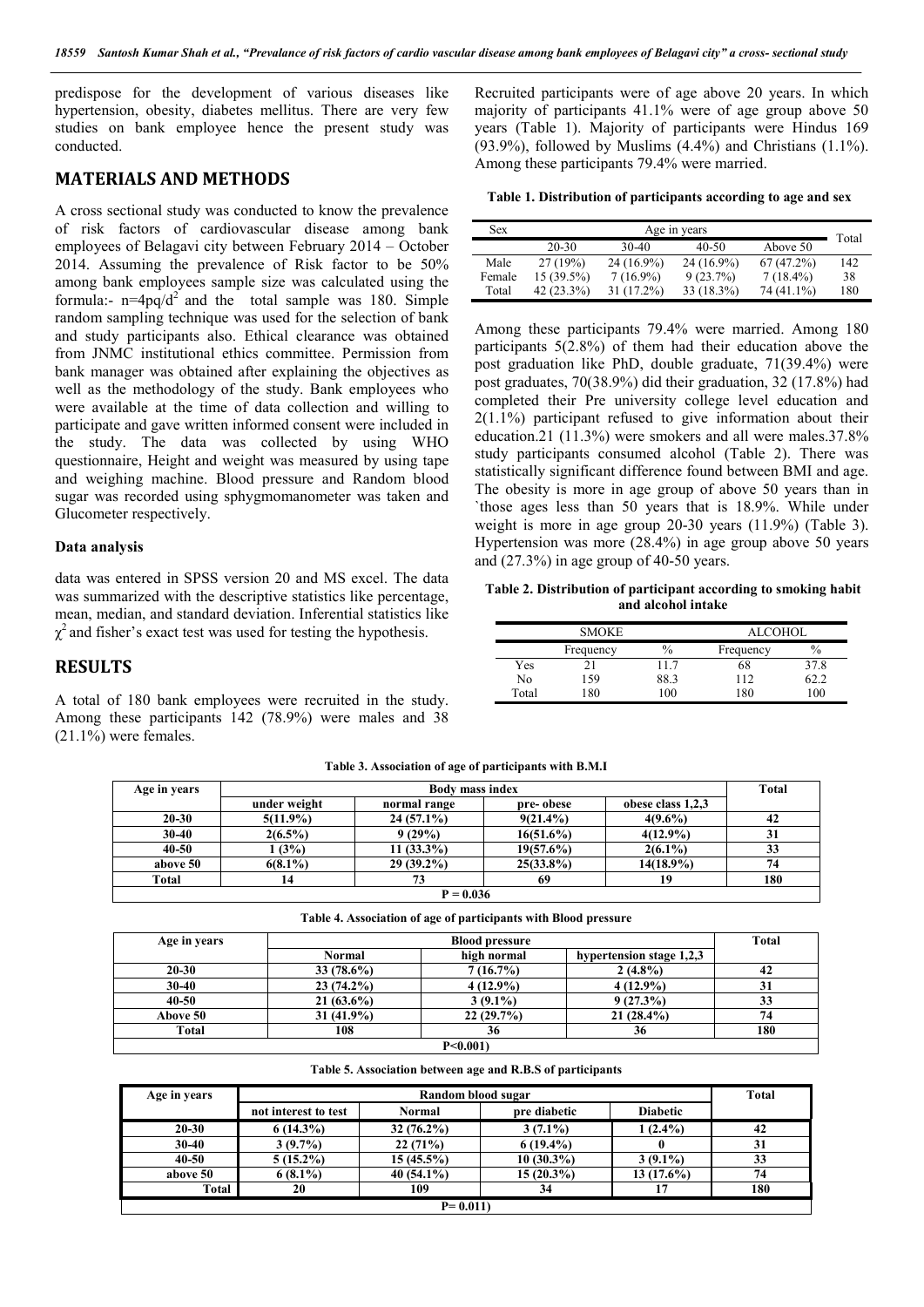predispose for the development of various diseases like hypertension, obesity, diabetes mellitus. There are very few studies on bank employee hence the present study was conducted.

## MATERIALS AND METHODS

A cross sectional study was conducted to know the prevalence of risk factors of cardiovascular disease among bank employees of Belagavi city between February 2014 – October 2014. Assuming the prevalence of Risk factor to be 50% among bank employees sample size was calculated using the formula:- $n=4pq/d^2$ and the total sample was 180. Simple random sampling technique was used for the selection of bank and study participants also. Ethical clearance was obtained from JNMC institutional ethics committee. Permission from bank manager was obtained after explaining the objectives as well as the methodology of the study. Bank employees who were available at the time of data collection and willing to participate and gave written informed consent were included in the study. The data was collected by using WHO questionnaire, Height and weight was measured by using tape and weighing machine. Blood pressure and Random blood sugar was recorded using sphygmomanometer was taken and Glucometer respectively.

### Data analysis

data was entered in SPSS version 20 and MS excel. The data was summarized with the descriptive statistics like percentage, mean, median, and standard deviation. Inferential statistics like $\chi^2$ and fisher's exact test was used for testing the hypothesis.

## RESULTS

A total of 180 bank employees were recruited in the study. Among these participants 142 (78.9%) were males and 38 (21.1%) were females. Recruited participants were of age above 20 years. In which majority of participants 41.1% were of age group above 50 years (Table 1). Majority of participants were Hindus 169 (93.9%), followed by Muslims (4.4%) and Christians (1.1%). Among these participants 79.4% were married.

**Table 1. Distribution of participants according to age and sex**

| Sex | Age in years | | | | Total |
|---|---|---|---|---|---|
| | 20-30 | 30-40 | 40-50 | Above 50 | |
| Male | 27 (19%) | 24 (16.9%) | 24 (16.9%) | 67 (47.2%) | 142 |
| Female | 15 (39.5%) | 7 (16.9%) | 9 (23.7%) | 7 (18.4%) | 38 |
| Total | 42 (23.3%) | 31 (17.2%) | 33 (18.3%) | 74 (41.1%) | 180 |

Among these participants 79.4% were married. Among 180 participants 5(2.8%) of them had their education above the post graduation like PhD, double graduate, 71(39.4%) were post graduates, 70(38.9%) did their graduation, 32 (17.8%) had completed their Pre university college level education and 2(1.1%) participant refused to give information about their education.21 (11.3%) were smokers and all were males.37.8% study participants consumed alcohol (Table 2). There was statistically significant difference found between BMI and age. The obesity is more in age group of above 50 years than in `those ages less than 50 years that is 18.9%. While under weight is more in age group 20-30 years (11.9%) (Table 3). Hypertension was more (28.4%) in age group above 50 years and (27.3%) in age group of 40-50 years.

**Table 2. Distribution of participant according to smoking habit and alcohol intake**

| | SMOKE | | ALCOHOL | |
|---|---|---|---|---|
| | Frequency | % | Frequency | % |
| Yes | 21 | 11.7 | 68 | 37.8 |
| No | 159 | 88.3 | 112 | 62.2 |
| Total | 180 | 100 | 180 | 100 |

**Table 3. Association of age of participants with B.M.I**

| Age in years | Body mass index | | | | Total |
|---|---|---|---|---|---|
| | under weight | normal range | pre- obese | obese class 1,2,3 | |
| 20-30 | 5(11.9%) | 24 (57.1%) | 9(21.4%) | 4(9.6%) | 42 |
| 30-40 | 2(6.5%) | 9 (29%) | 16(51.6%) | 4(12.9%) | 31 |
| 40-50 | 1 (3%) | 11 (33.3%) | 19(57.6%) | 2(6.1%) | 33 |
| above 50 | 6(8.1%) | 29 (39.2%) | 25(33.8%) | 14(18.9%) | 74 |
| Total | 14 | 73 | 69 | 19 | 180 |
| P = 0.036 | | | | | |

**Table 4. Association of age of participants with Blood pressure**

| Age in years | Blood pressure | | | Total |
|---|---|---|---|---|
| | Normal | high normal | hypertension stage 1,2,3 | |
| 20-30 | 33 (78.6%) | 7 (16.7%) | 2 (4.8%) | 42 |
| 30-40 | 23 (74.2%) | 4 (12.9%) | 4 (12.9%) | 31 |
| 40-50 | 21 (63.6%) | 3 (9.1%) | 9 (27.3%) | 33 |
| Above 50 | 31 (41.9%) | 22 (29.7%) | 21 (28.4%) | 74 |
| Total | 108 | 36 | 36 | 180 |
| P<0.001) | | | | |

**Table 5. Association between age and R.B.S of participants**

| Age in years | Random blood sugar | | | | Total |
|---|---|---|---|---|---|
| | not interest to test | Normal | pre diabetic | Diabetic | |
| 20-30 | 6 (14.3%) | 32 (76.2%) | 3 (7.1%) | 1 (2.4%) | 42 |
| 30-40 | 3 (9.7%) | 22 (71%) | 6 (19.4%) | 0 | 31 |
| 40-50 | 5 (15.2%) | 15 (45.5%) | 10 (30.3%) | 3 (9.1%) | 33 |
| above 50 | 6 (8.1%) | 40 (54.1%) | 15 (20.3%) | 13 (17.6%) | 74 |
| Total | 20 | 109 | 34 | 17 | 180 |
| P= 0.011) | | | | | |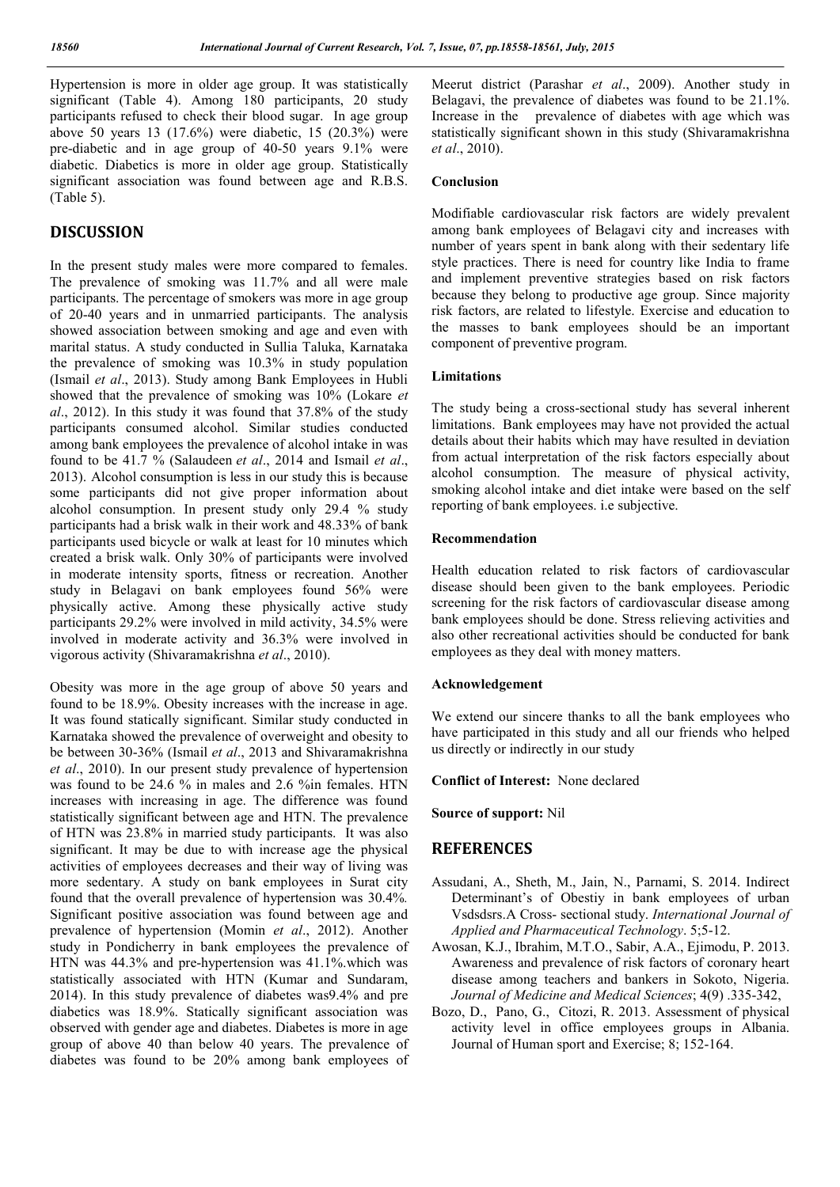Hypertension is more in older age group. It was statistically significant (Table 4). Among 180 participants, 20 study participants refused to check their blood sugar. In age group above 50 years 13 (17.6%) were diabetic, 15 (20.3%) were pre-diabetic and in age group of 40-50 years 9.1% were diabetic. Diabetics is more in older age group. Statistically significant association was found between age and R.B.S. (Table 5).

## DISCUSSION

In the present study males were more compared to females. The prevalence of smoking was 11.7% and all were male participants. The percentage of smokers was more in age group of 20-40 years and in unmarried participants. The analysis showed association between smoking and age and even with marital status. A study conducted in Sullia Taluka, Karnataka the prevalence of smoking was 10.3% in study population (Ismail *et al*., 2013). Study among Bank Employees in Hubli showed that the prevalence of smoking was 10% (Lokare *et al*., 2012). In this study it was found that 37.8% of the study participants consumed alcohol. Similar studies conducted among bank employees the prevalence of alcohol intake in was found to be 41.7 % (Salaudeen *et al*., 2014 and Ismail *et al*., 2013). Alcohol consumption is less in our study this is because some participants did not give proper information about alcohol consumption. In present study only 29.4 % study participants had a brisk walk in their work and 48.33% of bank participants used bicycle or walk at least for 10 minutes which created a brisk walk. Only 30% of participants were involved in moderate intensity sports, fitness or recreation. Another study in Belagavi on bank employees found 56% were physically active. Among these physically active study participants 29.2% were involved in mild activity, 34.5% were involved in moderate activity and 36.3% were involved in vigorous activity (Shivaramakrishna *et al*., 2010).

Obesity was more in the age group of above 50 years and found to be 18.9%. Obesity increases with the increase in age. It was found statically significant. Similar study conducted in Karnataka showed the prevalence of overweight and obesity to be between 30-36% (Ismail *et al*., 2013 and Shivaramakrishna *et al*., 2010). In our present study prevalence of hypertension was found to be 24.6 % in males and 2.6 %in females. HTN increases with increasing in age. The difference was found statistically significant between age and HTN. The prevalence of HTN was 23.8% in married study participants. It was also significant. It may be due to with increase age the physical activities of employees decreases and their way of living was more sedentary. A study on bank employees in Surat city found that the overall prevalence of hypertension was 30.4%. Significant positive association was found between age and prevalence of hypertension (Momin *et al*., 2012). Another study in Pondicherry in bank employees the prevalence of HTN was 44.3% and pre-hypertension was 41.1%.which was statistically associated with HTN (Kumar and Sundaram, 2014). In this study prevalence of diabetes was9.4% and pre diabetics was 18.9%. Statically significant association was observed with gender age and diabetes. Diabetes is more in age group of above 40 than below 40 years. The prevalence of diabetes was found to be 20% among bank employees of Meerut district (Parashar *et al*., 2009). Another study in Belagavi, the prevalence of diabetes was found to be 21.1%. Increase in the prevalence of diabetes with age which was statistically significant shown in this study (Shivaramakrishna *et al*., 2010).

### Conclusion

Modifiable cardiovascular risk factors are widely prevalent among bank employees of Belagavi city and increases with number of years spent in bank along with their sedentary life style practices. There is need for country like India to frame and implement preventive strategies based on risk factors because they belong to productive age group. Since majority risk factors, are related to lifestyle. Exercise and education to the masses to bank employees should be an important component of preventive program.

### Limitations

The study being a cross-sectional study has several inherent limitations. Bank employees may have not provided the actual details about their habits which may have resulted in deviation from actual interpretation of the risk factors especially about alcohol consumption. The measure of physical activity, smoking alcohol intake and diet intake were based on the self reporting of bank employees. i.e subjective.

### Recommendation

Health education related to risk factors of cardiovascular disease should been given to the bank employees. Periodic screening for the risk factors of cardiovascular disease among bank employees should be done. Stress relieving activities and also other recreational activities should be conducted for bank employees as they deal with money matters.

### Acknowledgement

We extend our sincere thanks to all the bank employees who have participated in this study and all our friends who helped us directly or indirectly in our study

**Conflict of Interest:** None declared

**Source of support:** Nil

## REFERENCES

- Assudani, A., Sheth, M., Jain, N., Parnami, S. 2014. Indirect Determinant's of Obestiy in bank employees of urban Vsdsdsrs.A Cross- sectional study. *International Journal of Applied and Pharmaceutical Technology*. 5;5-12.
- Awosan, K.J., Ibrahim, M.T.O., Sabir, A.A., Ejimodu, P. 2013. Awareness and prevalence of risk factors of coronary heart disease among teachers and bankers in Sokoto, Nigeria. *Journal of Medicine and Medical Sciences*; 4(9) .335-342,
- Bozo, D., Pano, G., Citozi, R. 2013. Assessment of physical activity level in office employees groups in Albania. Journal of Human sport and Exercise; 8; 152-164.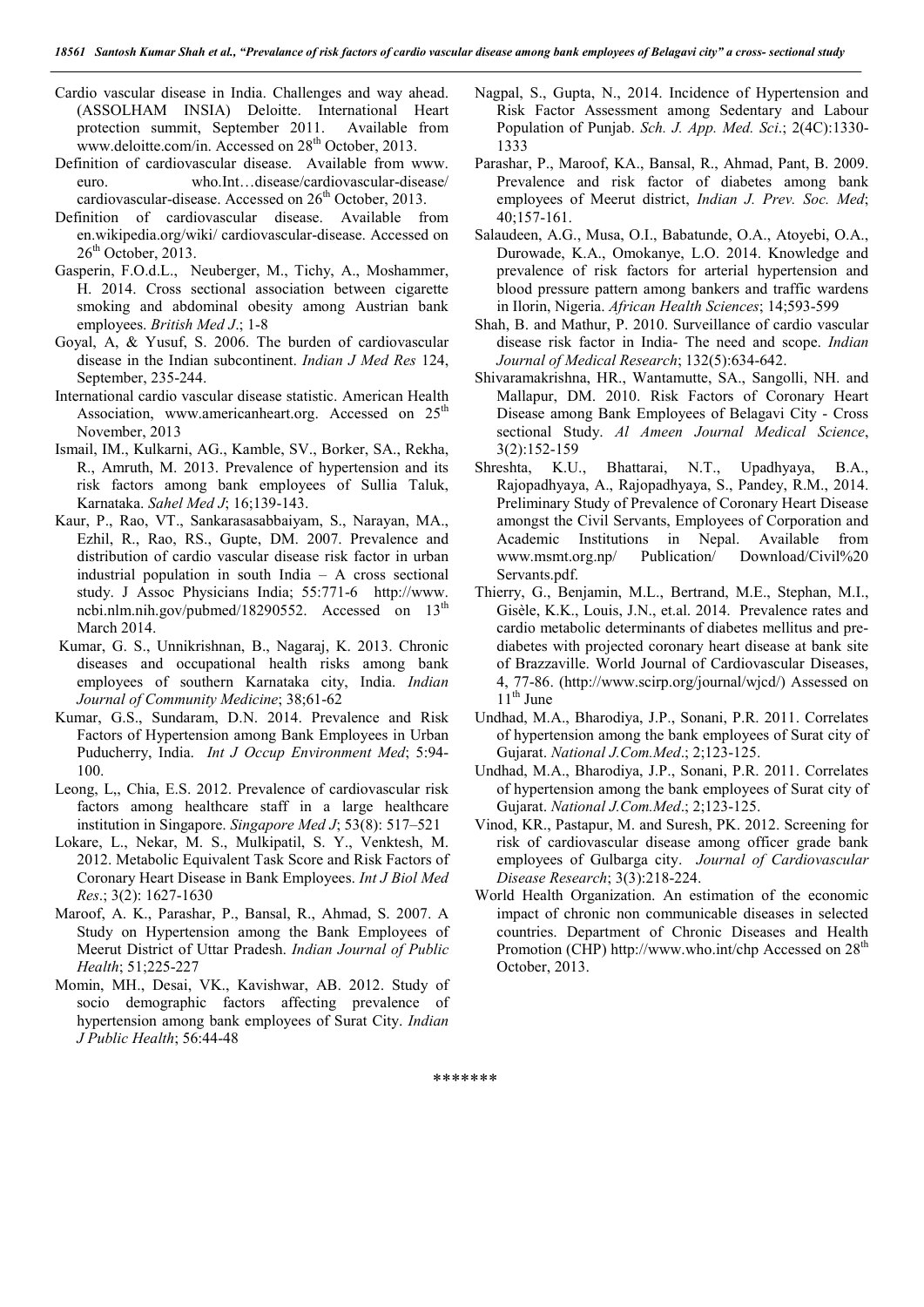Cardio vascular disease in India. Challenges and way ahead. (ASSOLHAM INSIA) Deloitte. International Heart protection summit, September 2011. Available from www.deloitte.com/in. Accessed on 28th October, 2013.

Definition of cardiovascular disease. Available from www. euro. who.Int…disease/cardiovascular-disease/ cardiovascular-disease. Accessed on 26th October, 2013.

Definition of cardiovascular disease. Available from en.wikipedia.org/wiki/ cardiovascular-disease. Accessed on 26th October, 2013.

Gasperin, F.O.d.L., Neuberger, M., Tichy, A., Moshammer, H. 2014. Cross sectional association between cigarette smoking and abdominal obesity among Austrian bank employees. *British Med J*.; 1-8

Goyal, A, & Yusuf, S. 2006. The burden of cardiovascular disease in the Indian subcontinent. *Indian J Med Res* 124, September, 235-244.

International cardio vascular disease statistic. American Health Association, www.americanheart.org. Accessed on 25th November, 2013

Ismail, IM., Kulkarni, AG., Kamble, SV., Borker, SA., Rekha, R., Amruth, M. 2013. Prevalence of hypertension and its risk factors among bank employees of Sullia Taluk, Karnataka. *Sahel Med J*; 16;139-143.

Kaur, P., Rao, VT., Sankarasasabbaiyam, S., Narayan, MA., Ezhil, R., Rao, RS., Gupte, DM. 2007. Prevalence and distribution of cardio vascular disease risk factor in urban industrial population in south India – A cross sectional study. J Assoc Physicians India; 55:771-6 http://www. ncbi.nlm.nih.gov/pubmed/18290552. Accessed on 13th March 2014.

Kumar, G. S., Unnikrishnan, B., Nagaraj, K. 2013. Chronic diseases and occupational health risks among bank employees of southern Karnataka city, India. *Indian Journal of Community Medicine*; 38;61-62

Kumar, G.S., Sundaram, D.N. 2014. Prevalence and Risk Factors of Hypertension among Bank Employees in Urban Puducherry, India. *Int J Occup Environment Med*; 5:94-100.

Leong, L,, Chia, E.S. 2012. Prevalence of cardiovascular risk factors among healthcare staff in a large healthcare institution in Singapore. *Singapore Med J*; 53(8): 517–521

Lokare, L., Nekar, M. S., Mulkipatil, S. Y., Venktesh, M. 2012. Metabolic Equivalent Task Score and Risk Factors of Coronary Heart Disease in Bank Employees. *Int J Biol Med Res*.; 3(2): 1627-1630

Maroof, A. K., Parashar, P., Bansal, R., Ahmad, S. 2007. A Study on Hypertension among the Bank Employees of Meerut District of Uttar Pradesh. *Indian Journal of Public Health*; 51;225-227

Momin, MH., Desai, VK., Kavishwar, AB. 2012. Study of socio demographic factors affecting prevalence of hypertension among bank employees of Surat City. *Indian J Public Health*; 56:44-48

Nagpal, S., Gupta, N., 2014. Incidence of Hypertension and Risk Factor Assessment among Sedentary and Labour Population of Punjab. *Sch. J. App. Med. Sci*.; 2(4C):1330-1333

Parashar, P., Maroof, KA., Bansal, R., Ahmad, Pant, B. 2009. Prevalence and risk factor of diabetes among bank employees of Meerut district, *Indian J. Prev. Soc. Med*; 40;157-161.

Salaudeen, A.G., Musa, O.I., Babatunde, O.A., Atoyebi, O.A., Durowade, K.A., Omokanye, L.O. 2014. Knowledge and prevalence of risk factors for arterial hypertension and blood pressure pattern among bankers and traffic wardens in Ilorin, Nigeria. *African Health Sciences*; 14;593-599

Shah, B. and Mathur, P. 2010. Surveillance of cardio vascular disease risk factor in India- The need and scope. *Indian Journal of Medical Research*; 132(5):634-642.

Shivaramakrishna, HR., Wantamutte, SA., Sangolli, NH. and Mallapur, DM. 2010. Risk Factors of Coronary Heart Disease among Bank Employees of Belagavi City - Cross sectional Study. *Al Ameen Journal Medical Science*, 3(2):152-159

Shreshta, K.U., Bhattarai, N.T., Upadhyaya, B.A., Rajopadhyaya, A., Rajopadhyaya, S., Pandey, R.M., 2014. Preliminary Study of Prevalence of Coronary Heart Disease amongst the Civil Servants, Employees of Corporation and Academic Institutions in Nepal. Available from www.msmt.org.np/ Publication/ Download/Civil%20 Servants.pdf.

Thierry, G., Benjamin, M.L., Bertrand, M.E., Stephan, M.I., Gisèle, K.K., Louis, J.N., et.al. 2014. Prevalence rates and cardio metabolic determinants of diabetes mellitus and pre-diabetes with projected coronary heart disease at bank site of Brazzaville. World Journal of Cardiovascular Diseases, 4, 77-86. (http://www.scirp.org/journal/wjcd/) Assessed on 11th June

Undhad, M.A., Bharodiya, J.P., Sonani, P.R. 2011. Correlates of hypertension among the bank employees of Surat city of Gujarat. *National J.Com.Med*.; 2;123-125.

Undhad, M.A., Bharodiya, J.P., Sonani, P.R. 2011. Correlates of hypertension among the bank employees of Surat city of Gujarat. *National J.Com.Med*.; 2;123-125.

Vinod, KR., Pastapur, M. and Suresh, PK. 2012. Screening for risk of cardiovascular disease among officer grade bank employees of Gulbarga city. *Journal of Cardiovascular Disease Research*; 3(3):218-224.

World Health Organization. An estimation of the economic impact of chronic non communicable diseases in selected countries. Department of Chronic Diseases and Health Promotion (CHP) http://www.who.int/chp Accessed on 28th October, 2013.

\*\*\*\*\*\*\*